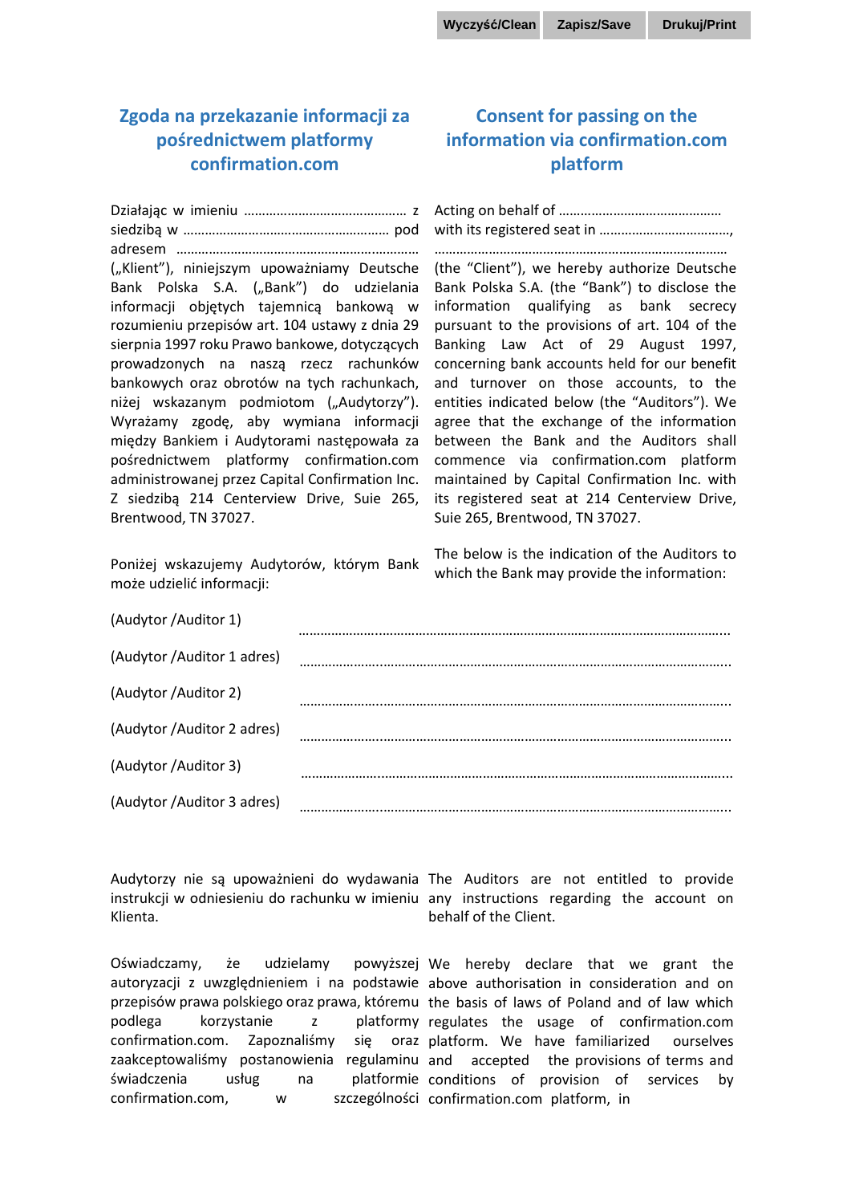Wyczyść/Clean Zapisz/Save Drukuj/Print

## Zgoda na przekazanie informacji za pośrednictwem platformy confirmation.com

## Consent for passing on the information via confirmation.com platform

Działając w imieniu ……………………………………… z siedzibą w ………………………………………………… pod adresem ………………………………………………………… („Klient"), niniejszym upoważniamy Deutsche Bank Polska S.A. („Bank") do udzielania informacji objętych tajemnicą bankową w rozumieniu przepisów art. 104 ustawy z dnia 29 sierpnia 1997 roku Prawo bankowe, dotyczących prowadzonych na naszą rzecz rachunków bankowych oraz obrotów na tych rachunkach, niżej wskazanym podmiotom („Audytorzy"). Wyrażamy zgodę, aby wymiana informacji między Bankiem i Audytorami następowała za pośrednictwem platformy confirmation.com administrowanej przez Capital Confirmation Inc. Z siedzibą 214 Centerview Drive, Suie 265, Brentwood, TN 37027.

Acting on behalf of ……………………………………… with its registered seat in ………………………………, ………………………………………………………………………… (the "Client"), we hereby authorize Deutsche Bank Polska S.A. (the "Bank") to disclose the information qualifying as bank secrecy pursuant to the provisions of art. 104 of the Banking Law Act of 29 August 1997, concerning bank accounts held for our benefit and turnover on those accounts, to the entities indicated below (the "Auditors"). We agree that the exchange of the information between the Bank and the Auditors shall commence via confirmation.com platform maintained by Capital Confirmation Inc. with its registered seat at 214 Centerview Drive, Suie 265, Brentwood, TN 37027.

Poniżej wskazujemy Audytorów, którym Bank może udzielić informacji:

The below is the indication of the Auditors to which the Bank may provide the information:

(Audytor /Auditor 1) ……………………………………………………………………………………

(Audytor /Auditor 1 adres) ……………………………………………………………………………………

(Audytor /Auditor 2) ……………………………………………………………………………………

(Audytor /Auditor 2 adres) ……………………………………………………………………………………

(Audytor /Auditor 3) ……………………………………………………………………………………

(Audytor /Auditor 3 adres) ……………………………………………………………………………………

Audytorzy nie są upoważnieni do wydawania instrukcji w odniesieniu do rachunku w imieniu Klienta.

The Auditors are not entitled to provide any instructions regarding the account on behalf of the Client.

Oświadczamy, że udzielamy powyższej autoryzacji z uwzględnieniem i na podstawie przepisów prawa polskiego oraz prawa, któremu podlega korzystanie z platformy confirmation.com. Zapoznaliśmy się oraz zaakceptowaliśmy postanowienia regulaminu świadczenia usług na platformie confirmation.com, w szczególności

We hereby declare that we grant the above authorisation in consideration and on the basis of laws of Poland and of law which regulates the usage of confirmation.com platform. We have familiarized ourselves and accepted the provisions of terms and conditions of provision of services by confirmation.com platform, in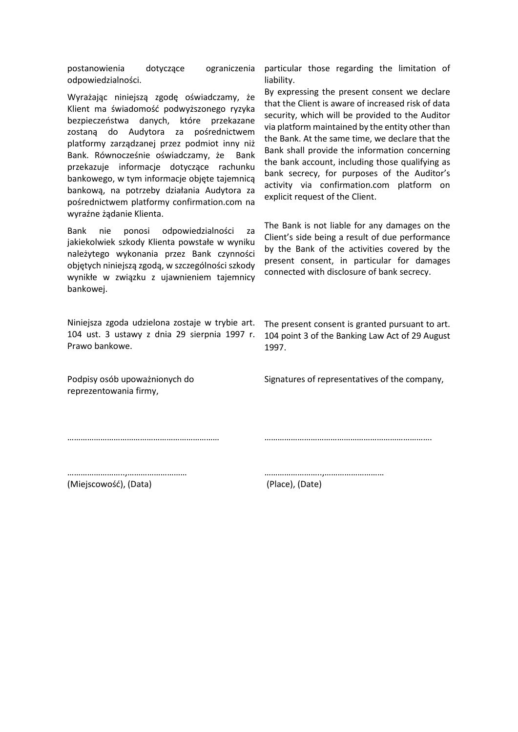postanowienia dotyczące ograniczenia odpowiedzialności.

particular those regarding the limitation of liability.

Wyrażając niniejszą zgodę oświadczamy, że Klient ma świadomość podwyższonego ryzyka bezpieczeństwa danych, które przekazane zostaną do Audytora za pośrednictwem platformy zarządzanej przez podmiot inny niż Bank. Równocześnie oświadczamy, że Bank przekazuje informacje dotyczące rachunku bankowego, w tym informacje objęte tajemnicą bankową, na potrzeby działania Audytora za pośrednictwem platformy confirmation.com na wyraźne żądanie Klienta.

By expressing the present consent we declare that the Client is aware of increased risk of data security, which will be provided to the Auditor via platform maintained by the entity other than the Bank. At the same time, we declare that the Bank shall provide the information concerning the bank account, including those qualifying as bank secrecy, for purposes of the Auditor's activity via confirmation.com platform on explicit request of the Client.

Bank nie ponosi odpowiedzialności za jakiekolwiek szkody Klienta powstałe w wyniku należytego wykonania przez Bank czynności objętych niniejszą zgodą, w szczególności szkody wynikłe w związku z ujawnieniem tajemnicy bankowej.

The Bank is not liable for any damages on the Client's side being a result of due performance by the Bank of the activities covered by the present consent, in particular for damages connected with disclosure of bank secrecy.

Niniejsza zgoda udzielona zostaje w trybie art. 104 ust. 3 ustawy z dnia 29 sierpnia 1997 r. Prawo bankowe.

The present consent is granted pursuant to art. 104 point 3 of the Banking Law Act of 29 August 1997.

Podpisy osób upoważnionych do reprezentowania firmy,

Signatures of representatives of the company,

……………………………………………………………

………………………………………………………………….

……………………..,………………………
(Miejscowość), (Data)

……………………..,………………………
(Place), (Date)